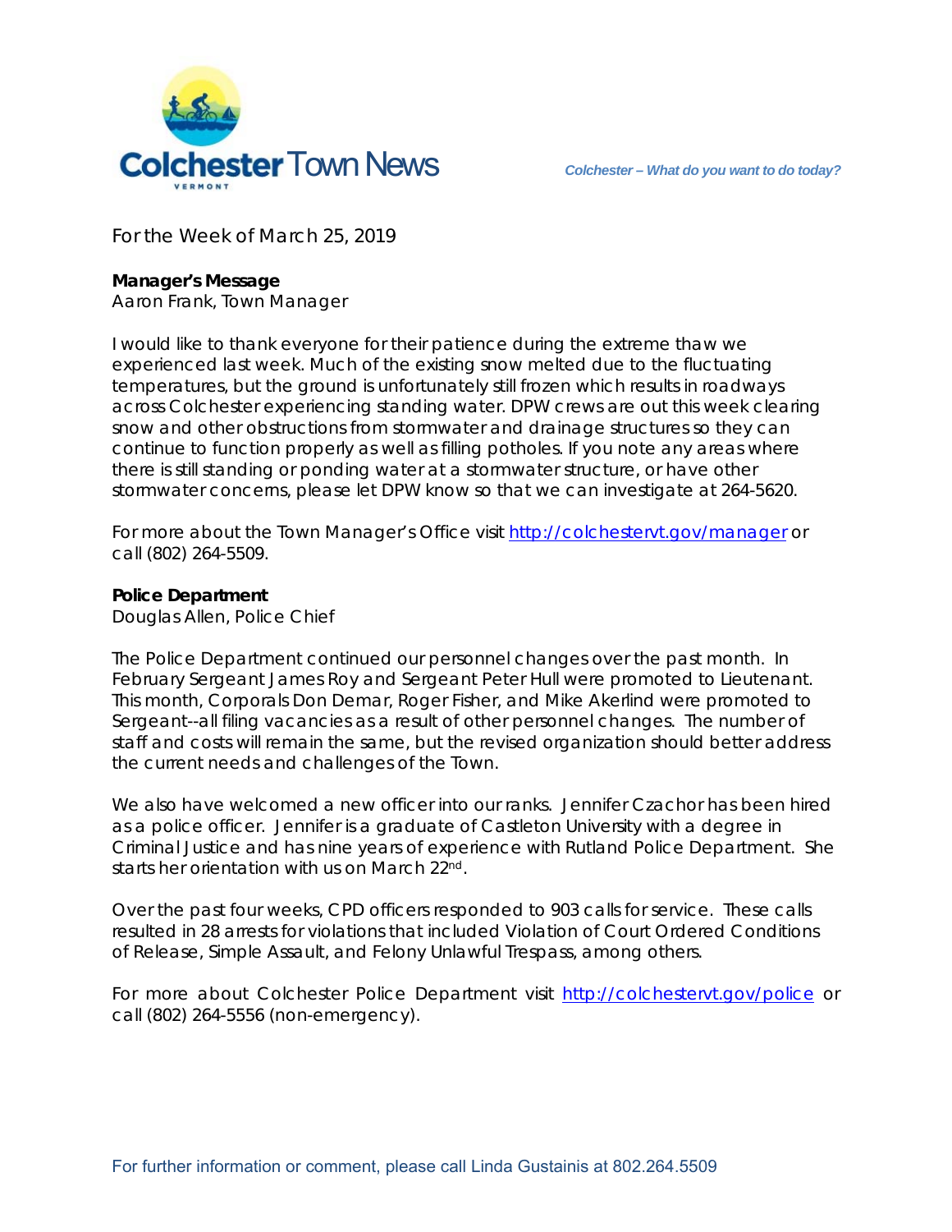# Colchester Town News

*Colchester – What do you want to do today?*

For the Week of March 25, 2019

**Manager's Message**
Aaron Frank, Town Manager

I would like to thank everyone for their patience during the extreme thaw we experienced last week. Much of the existing snow melted due to the fluctuating temperatures, but the ground is unfortunately still frozen which results in roadways across Colchester experiencing standing water. DPW crews are out this week clearing snow and other obstructions from stormwater and drainage structures so they can continue to function properly as well as filling potholes. If you note any areas where there is still standing or ponding water at a stormwater structure, or have other stormwater concerns, please let DPW know so that we can investigate at 264-5620.

For more about the Town Manager's Office visit http://colchestervt.gov/manager or call (802) 264-5509.

**Police Department**
Douglas Allen, Police Chief

The Police Department continued our personnel changes over the past month. In February Sergeant James Roy and Sergeant Peter Hull were promoted to Lieutenant. This month, Corporals Don Demar, Roger Fisher, and Mike Akerlind were promoted to Sergeant--all filing vacancies as a result of other personnel changes. The number of staff and costs will remain the same, but the revised organization should better address the current needs and challenges of the Town.

We also have welcomed a new officer into our ranks. Jennifer Czachor has been hired as a police officer. Jennifer is a graduate of Castleton University with a degree in Criminal Justice and has nine years of experience with Rutland Police Department. She starts her orientation with us on March 22nd.

Over the past four weeks, CPD officers responded to 903 calls for service. These calls resulted in 28 arrests for violations that included Violation of Court Ordered Conditions of Release, Simple Assault, and Felony Unlawful Trespass, among others.

For more about Colchester Police Department visit http://colchestervt.gov/police or call (802) 264-5556 (non-emergency).

For further information or comment, please call Linda Gustainis at 802.264.5509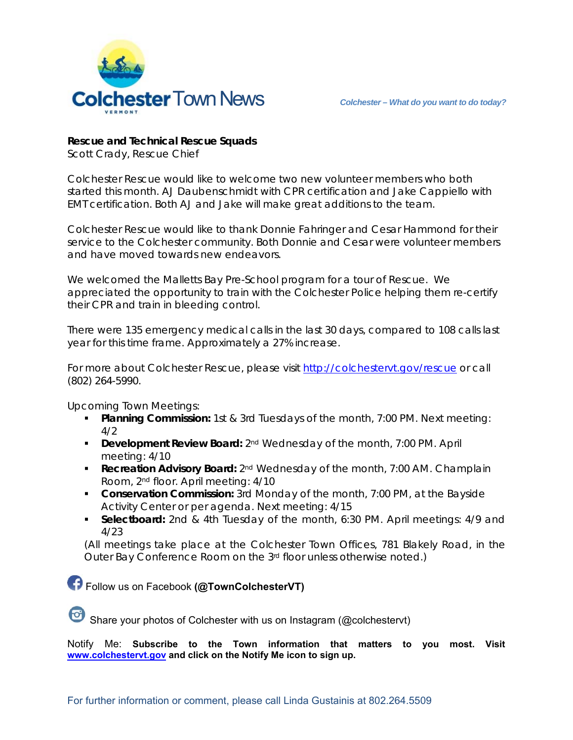Colchester Town News

*Colchester – What do you want to do today?*

**Rescue and Technical Rescue Squads**
Scott Crady, Rescue Chief

Colchester Rescue would like to welcome two new volunteer members who both started this month. AJ Daubenschmidt with CPR certification and Jake Cappiello with EMT certification. Both AJ and Jake will make great additions to the team.

Colchester Rescue would like to thank Donnie Fahringer and Cesar Hammond for their service to the Colchester community. Both Donnie and Cesar were volunteer members and have moved towards new endeavors.

We welcomed the Malletts Bay Pre-School program for a tour of Rescue. We appreciated the opportunity to train with the Colchester Police helping them re-certify their CPR and train in bleeding control.

There were 135 emergency medical calls in the last 30 days, compared to 108 calls last year for this time frame. Approximately a 27% increase.

For more about Colchester Rescue, please visit http://colchestervt.gov/rescue or call (802) 264-5990.

Upcoming Town Meetings:

- **Planning Commission:** 1st & 3rd Tuesdays of the month, 7:00 PM. Next meeting: 4/2
- **Development Review Board:** 2nd Wednesday of the month, 7:00 PM. April meeting: 4/10
- **Recreation Advisory Board:** 2nd Wednesday of the month, 7:00 AM. Champlain Room, 2nd floor. April meeting: 4/10
- **Conservation Commission:** 3rd Monday of the month, 7:00 PM, at the Bayside Activity Center or per agenda. Next meeting: 4/15
- **Selectboard:** 2nd & 4th Tuesday of the month, 6:30 PM. April meetings: 4/9 and 4/23

(All meetings take place at the Colchester Town Offices, 781 Blakely Road, in the Outer Bay Conference Room on the 3rd floor unless otherwise noted.)

Follow us on Facebook **(@TownColchesterVT)**

Share your photos of Colchester with us on Instagram (@colchestervt)

Notify Me: **Subscribe to the Town information that matters to you most. Visit www.colchestervt.gov and click on the Notify Me icon to sign up.**

For further information or comment, please call Linda Gustainis at 802.264.5509